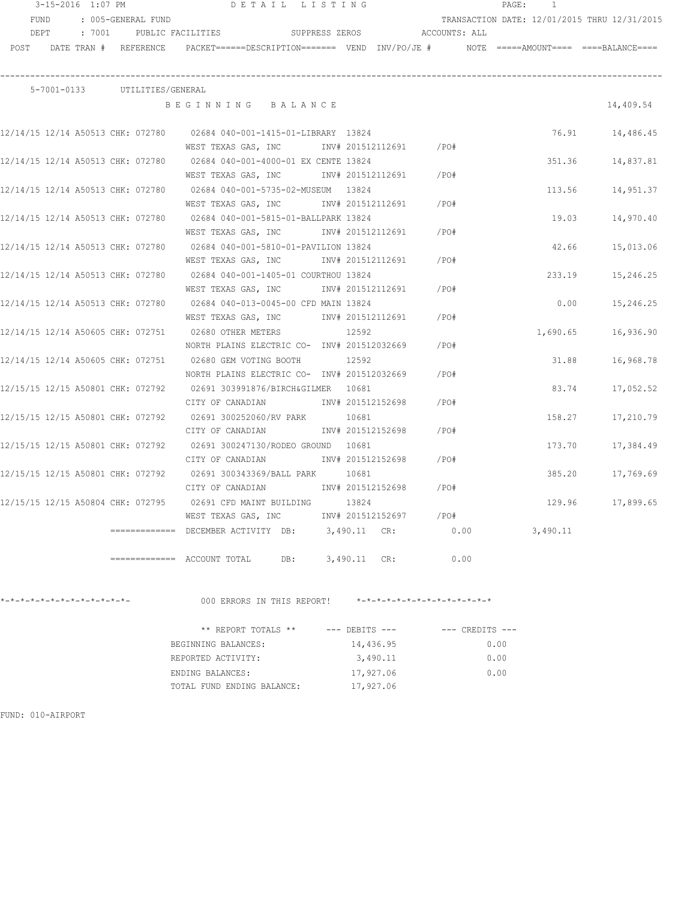3-15-2016 1:07 PM DETAIL LISTING PAGE: 1

FUND : 005-GENERAL FUND TRANSACTION DATE: 12/01/2015 THRU 12/31/2015

DEPT : 7001 PUBLIC FACILITIES SUPPRESS ZEROS ACCOUNTS: ALL

| POST | DATE | TRAN # | REFERENCE | PACKET======DESCRIPTION======= | VEND | INV/PO/JE # | NOTE | =====AMOUNT==== | ====BALANCE==== |
|---|---|---|---|---|---|---|---|---|---|
| 5-7001-0133 UTILITIES/GENERAL | | | | | | | | | |
| | | | | BEGINNING BALANCE | | | | | 14,409.54 |
| 12/14/15 | 12/14 | A50513 | CHK: 072780 | 02684 040-001-1415-01-LIBRARY WEST TEXAS GAS, INC | 13824 | INV# 201512112691 /PO# | | 76.91 | 14,486.45 |
| 12/14/15 | 12/14 | A50513 | CHK: 072780 | 02684 040-001-4000-01 EX CENTE WEST TEXAS GAS, INC | 13824 | INV# 201512112691 /PO# | | 351.36 | 14,837.81 |
| 12/14/15 | 12/14 | A50513 | CHK: 072780 | 02684 040-001-5735-02-MUSEUM WEST TEXAS GAS, INC | 13824 | INV# 201512112691 /PO# | | 113.56 | 14,951.37 |
| 12/14/15 | 12/14 | A50513 | CHK: 072780 | 02684 040-001-5815-01-BALLPARK WEST TEXAS GAS, INC | 13824 | INV# 201512112691 /PO# | | 19.03 | 14,970.40 |
| 12/14/15 | 12/14 | A50513 | CHK: 072780 | 02684 040-001-5810-01-PAVILION WEST TEXAS GAS, INC | 13824 | INV# 201512112691 /PO# | | 42.66 | 15,013.06 |
| 12/14/15 | 12/14 | A50513 | CHK: 072780 | 02684 040-001-1405-01 COURTHOU WEST TEXAS GAS, INC | 13824 | INV# 201512112691 /PO# | | 233.19 | 15,246.25 |
| 12/14/15 | 12/14 | A50513 | CHK: 072780 | 02684 040-013-0045-00 CFD MAIN WEST TEXAS GAS, INC | 13824 | INV# 201512112691 /PO# | | 0.00 | 15,246.25 |
| 12/14/15 | 12/14 | A50605 | CHK: 072751 | 02680 OTHER METERS NORTH PLAINS ELECTRIC CO- | 12592 | INV# 201512032669 /PO# | | 1,690.65 | 16,936.90 |
| 12/14/15 | 12/14 | A50605 | CHK: 072751 | 02680 GEM VOTING BOOTH NORTH PLAINS ELECTRIC CO- | 12592 | INV# 201512032669 /PO# | | 31.88 | 16,968.78 |
| 12/15/15 | 12/15 | A50801 | CHK: 072792 | 02691 303991876/BIRCH&GILMER CITY OF CANADIAN | 10681 | INV# 201512152698 /PO# | | 83.74 | 17,052.52 |
| 12/15/15 | 12/15 | A50801 | CHK: 072792 | 02691 300252060/RV PARK CITY OF CANADIAN | 10681 | INV# 201512152698 /PO# | | 158.27 | 17,210.79 |
| 12/15/15 | 12/15 | A50801 | CHK: 072792 | 02691 300247130/RODEO GROUND CITY OF CANADIAN | 10681 | INV# 201512152698 /PO# | | 173.70 | 17,384.49 |
| 12/15/15 | 12/15 | A50801 | CHK: 072792 | 02691 300343369/BALL PARK CITY OF CANADIAN | 10681 | INV# 201512152698 /PO# | | 385.20 | 17,769.69 |
| 12/15/15 | 12/15 | A50804 | CHK: 072795 | 02691 CFD MAINT BUILDING WEST TEXAS GAS, INC | 13824 | INV# 201512152697 /PO# | | 129.96 | 17,899.65 |

============= DECEMBER ACTIVITY DB: 3,490.11 CR: 0.00 3,490.11

============= ACCOUNT TOTAL DB: 3,490.11 CR: 0.00

*-*-*-*-*-*-*-*-*-*-*-*-*-*- 000 ERRORS IN THIS REPORT! *-*-*-*-*-*-*-*-*-*-*-*-*-*-*

| ** REPORT TOTALS ** | --- DEBITS --- | --- CREDITS --- |
|---|---|---|
| BEGINNING BALANCES: | 14,436.95 | 0.00 |
| REPORTED ACTIVITY: | 3,490.11 | 0.00 |
| ENDING BALANCES: | 17,927.06 | 0.00 |
| TOTAL FUND ENDING BALANCE: | 17,927.06 | |

FUND: 010-AIRPORT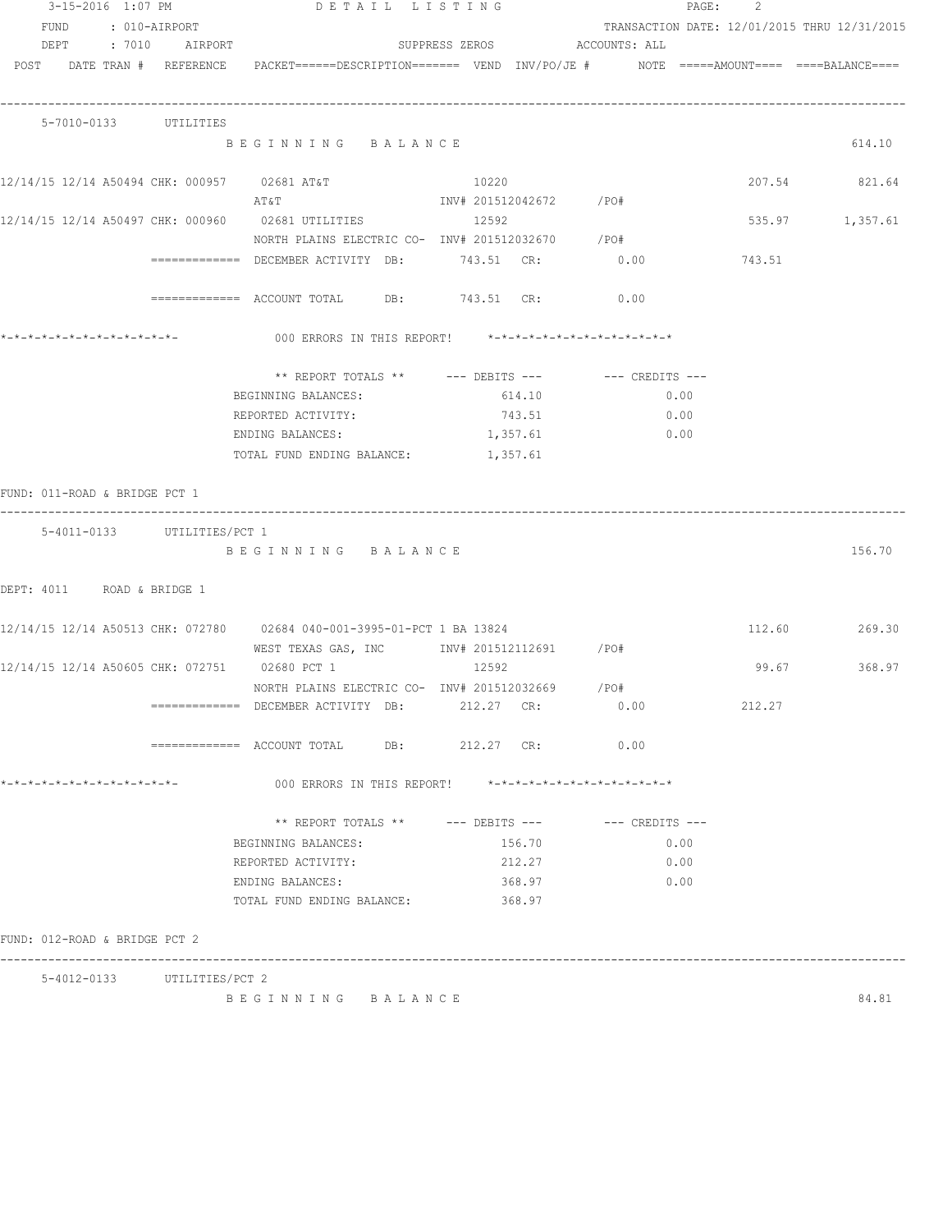3-15-2016 1:07 PM DETAIL LISTING

FUND : 010-AIRPORT TRANSACTION DATE: 12/01/2015 THRU 12/31/2015

DEPT : 7010 AIRPORT SUPPRESS ZEROS ACCOUNTS: ALL

```
POST   DATE TRAN #  REFERENCE   PACKET======DESCRIPTION=======  VEND  INV/PO/JE #       NOTE  =====AMOUNT====  ====BALANCE====
------------------------------------------------------------------------------------------------------------------------------
   5-7010-0133      UTILITIES
                       B E G I N N I N G   B A L A N C E                                                            614.10

12/14/15 12/14 A50494 CHK: 000957    02681 AT&T                    10220                                   207.54       821.64
                       AT&T                          INV# 201512042672     /PO#
12/14/15 12/14 A50497 CHK: 000960    02681 UTILITIES               12592                                   535.97     1,357.61
                       NORTH PLAINS ELECTRIC CO-  INV# 201512032670     /PO#
                 =============  DECEMBER ACTIVITY  DB:       743.51  CR:         0.00          743.51

                 =============  ACCOUNT TOTAL      DB:       743.51  CR:         0.00

*-*-*-*-*-*-*-*-*-*-*-*-*-          000 ERRORS IN THIS REPORT!   *-*-*-*-*-*-*-*-*-*-*-*-*-*

                       ** REPORT TOTALS **       --- DEBITS ---          --- CREDITS ---
                       BEGINNING BALANCES:                614.10                 0.00
                       REPORTED ACTIVITY:                 743.51                 0.00
                       ENDING BALANCES:                 1,357.61                 0.00
                       TOTAL FUND ENDING BALANCE:       1,357.61

FUND: 011-ROAD & BRIDGE PCT 1
------------------------------------------------------------------------------------------------------------------------------
   5-4011-0133      UTILITIES/PCT 1
                       B E G I N N I N G   B A L A N C E                                                            156.70

DEPT: 4011    ROAD & BRIDGE 1

12/14/15 12/14 A50513 CHK: 072780    02684 040-001-3995-01-PCT 1 BA 13824                                  112.60       269.30
                       WEST TEXAS GAS, INC        INV# 201512112691     /PO#
12/14/15 12/14 A50605 CHK: 072751    02680 PCT 1                   12592                                    99.67       368.97
                       NORTH PLAINS ELECTRIC CO-  INV# 201512032669     /PO#
                 =============  DECEMBER ACTIVITY  DB:       212.27  CR:         0.00          212.27

                 =============  ACCOUNT TOTAL      DB:       212.27  CR:         0.00

*-*-*-*-*-*-*-*-*-*-*-*-*-          000 ERRORS IN THIS REPORT!   *-*-*-*-*-*-*-*-*-*-*-*-*-*

                       ** REPORT TOTALS **       --- DEBITS ---          --- CREDITS ---
                       BEGINNING BALANCES:                156.70                 0.00
                       REPORTED ACTIVITY:                 212.27                 0.00
                       ENDING BALANCES:                   368.97                 0.00
                       TOTAL FUND ENDING BALANCE:         368.97

FUND: 012-ROAD & BRIDGE PCT 2
------------------------------------------------------------------------------------------------------------------------------
   5-4012-0133      UTILITIES/PCT 2
                       B E G I N N I N G   B A L A N C E                                                             84.81
```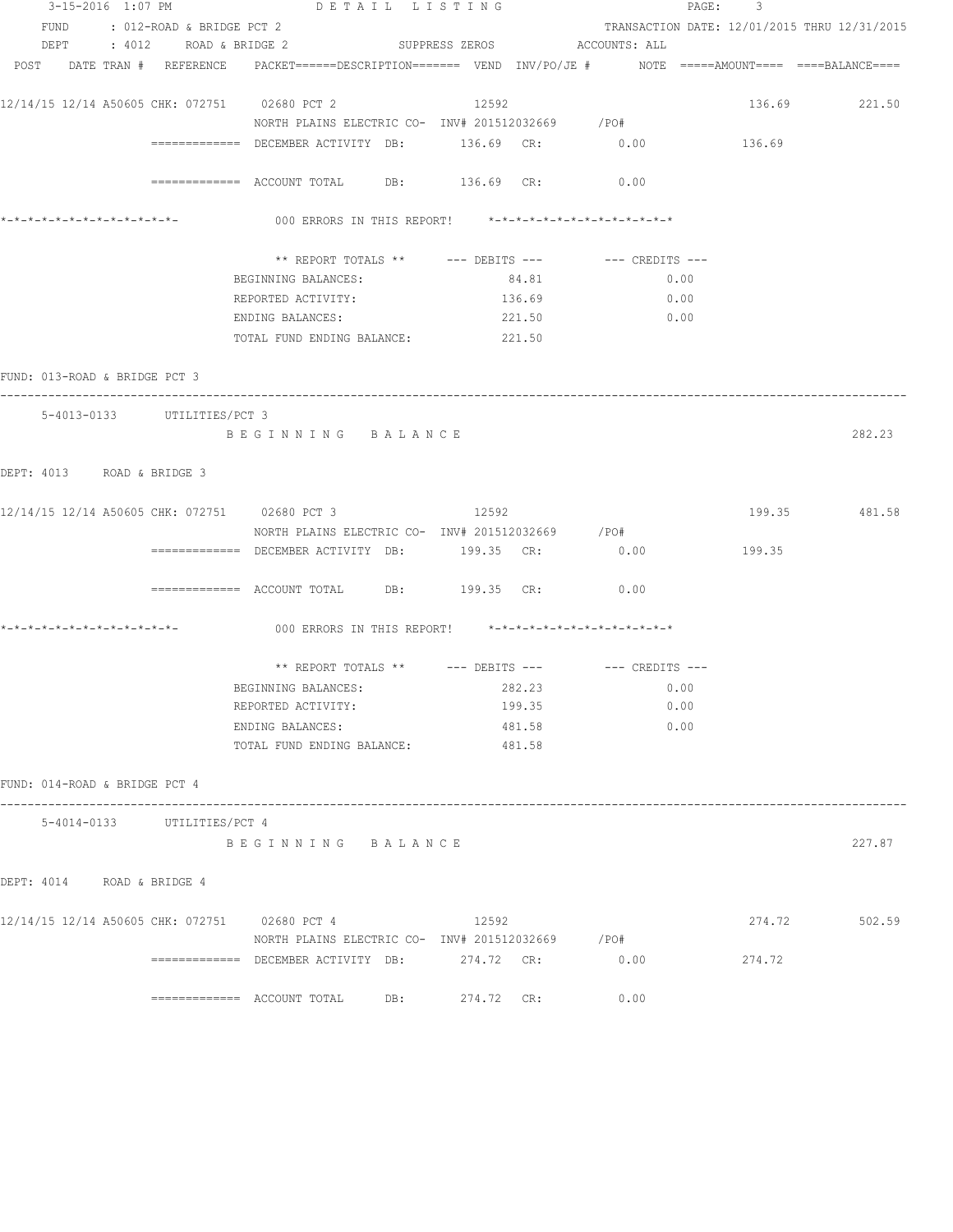```
   3-15-2016  1:07 PM                    D E T A I L   L I S T I N G                                  PAGE:    3
     FUND     : 012-ROAD & BRIDGE PCT 2                                                 TRANSACTION DATE: 12/01/2015 THRU 12/31/2015
     DEPT     : 4012     ROAD & BRIDGE 2                SUPPRESS ZEROS              ACCOUNTS: ALL
 POST    DATE TRAN #  REFERENCE    PACKET======DESCRIPTION=======  VEND  INV/PO/JE #       NOTE  =====AMOUNT====  ====BALANCE====

12/14/15 12/14 A50605 CHK: 072751     02680 PCT 2                   12592                                           136.69          221.50
                                   NORTH PLAINS ELECTRIC CO-  INV# 201512032669      /PO#
                 =============  DECEMBER ACTIVITY  DB:        136.69   CR:            0.00              136.69

                 =============  ACCOUNT TOTAL      DB:        136.69   CR:            0.00

*-*-*-*-*-*-*-*-*-*-*-*-*-*-             000 ERRORS IN THIS REPORT!    *-*-*-*-*-*-*-*-*-*-*-*-*-*

                               ** REPORT TOTALS **      --- DEBITS ---         --- CREDITS ---
                             BEGINNING BALANCES:                   84.81                  0.00
                             REPORTED ACTIVITY:                   136.69                  0.00
                             ENDING BALANCES:                     221.50                  0.00
                             TOTAL FUND ENDING BALANCE:           221.50

FUND: 013-ROAD & BRIDGE PCT 3
------------------------------------------------------------------------------------------------------------------------------------
     5-4013-0133      UTILITIES/PCT 3
                             B E G I N N I N G    B A L A N C E                                                              282.23

DEPT: 4013     ROAD & BRIDGE 3

12/14/15 12/14 A50605 CHK: 072751     02680 PCT 3                   12592                                           199.35          481.58
                                   NORTH PLAINS ELECTRIC CO-  INV# 201512032669      /PO#
                 =============  DECEMBER ACTIVITY  DB:        199.35   CR:            0.00              199.35

                 =============  ACCOUNT TOTAL      DB:        199.35   CR:            0.00

*-*-*-*-*-*-*-*-*-*-*-*-*-*-             000 ERRORS IN THIS REPORT!    *-*-*-*-*-*-*-*-*-*-*-*-*-*

                               ** REPORT TOTALS **      --- DEBITS ---         --- CREDITS ---
                             BEGINNING BALANCES:                  282.23                  0.00
                             REPORTED ACTIVITY:                   199.35                  0.00
                             ENDING BALANCES:                     481.58                  0.00
                             TOTAL FUND ENDING BALANCE:           481.58

FUND: 014-ROAD & BRIDGE PCT 4
------------------------------------------------------------------------------------------------------------------------------------
     5-4014-0133      UTILITIES/PCT 4
                             B E G I N N I N G    B A L A N C E                                                              227.87

DEPT: 4014     ROAD & BRIDGE 4

12/14/15 12/14 A50605 CHK: 072751     02680 PCT 4                   12592                                           274.72          502.59
                                   NORTH PLAINS ELECTRIC CO-  INV# 201512032669      /PO#
                 =============  DECEMBER ACTIVITY  DB:        274.72   CR:            0.00              274.72

                 =============  ACCOUNT TOTAL      DB:        274.72   CR:            0.00
```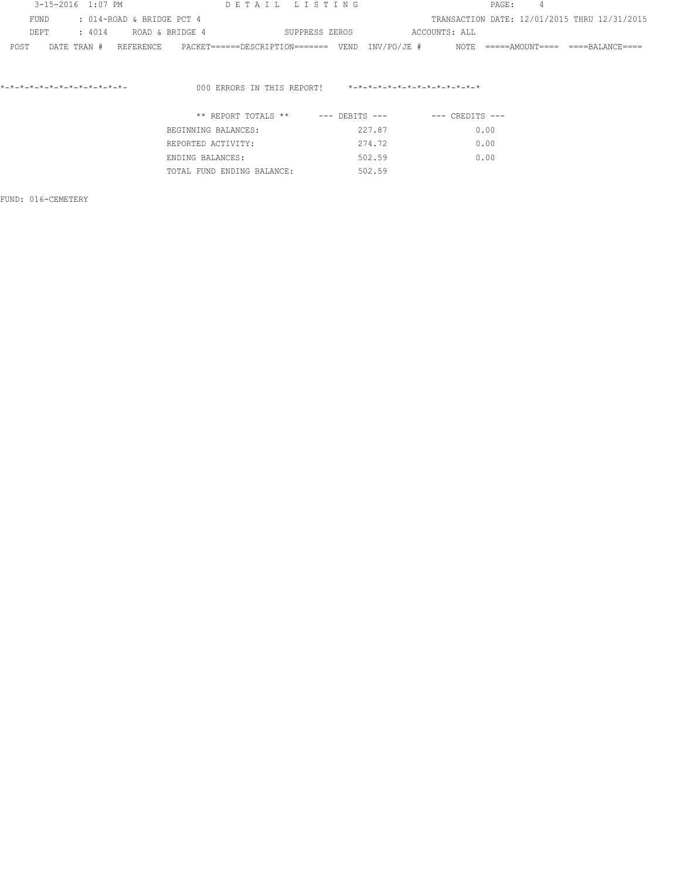3-15-2016 1:07 PM DETAIL LISTING

FUND : 014-ROAD & BRIDGE PCT 4 TRANSACTION DATE: 12/01/2015 THRU 12/31/2015

DEPT : 4014 ROAD & BRIDGE 4 SUPPRESS ZEROS ACCOUNTS: ALL

POST DATE TRAN # REFERENCE PACKET======DESCRIPTION======= VEND INV/PO/JE # NOTE =====AMOUNT==== ====BALANCE====

*-*-*-*-*-*-*-*-*-*-*-*-*-*- 000 ERRORS IN THIS REPORT! *-*-*-*-*-*-*-*-*-*-*-*-*-*

| ** REPORT TOTALS ** | --- DEBITS --- | --- CREDITS --- |
|---|---|---|
| BEGINNING BALANCES: | 227.87 | 0.00 |
| REPORTED ACTIVITY: | 274.72 | 0.00 |
| ENDING BALANCES: | 502.59 | 0.00 |
| TOTAL FUND ENDING BALANCE: | 502.59 | |

FUND: 016-CEMETERY